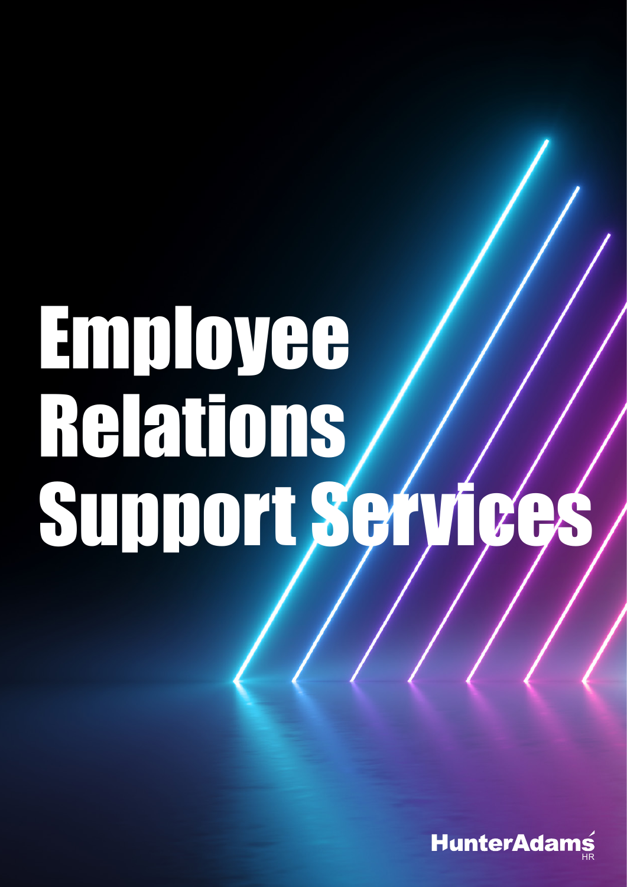# Employee Relations Support Services

HunterAdams HR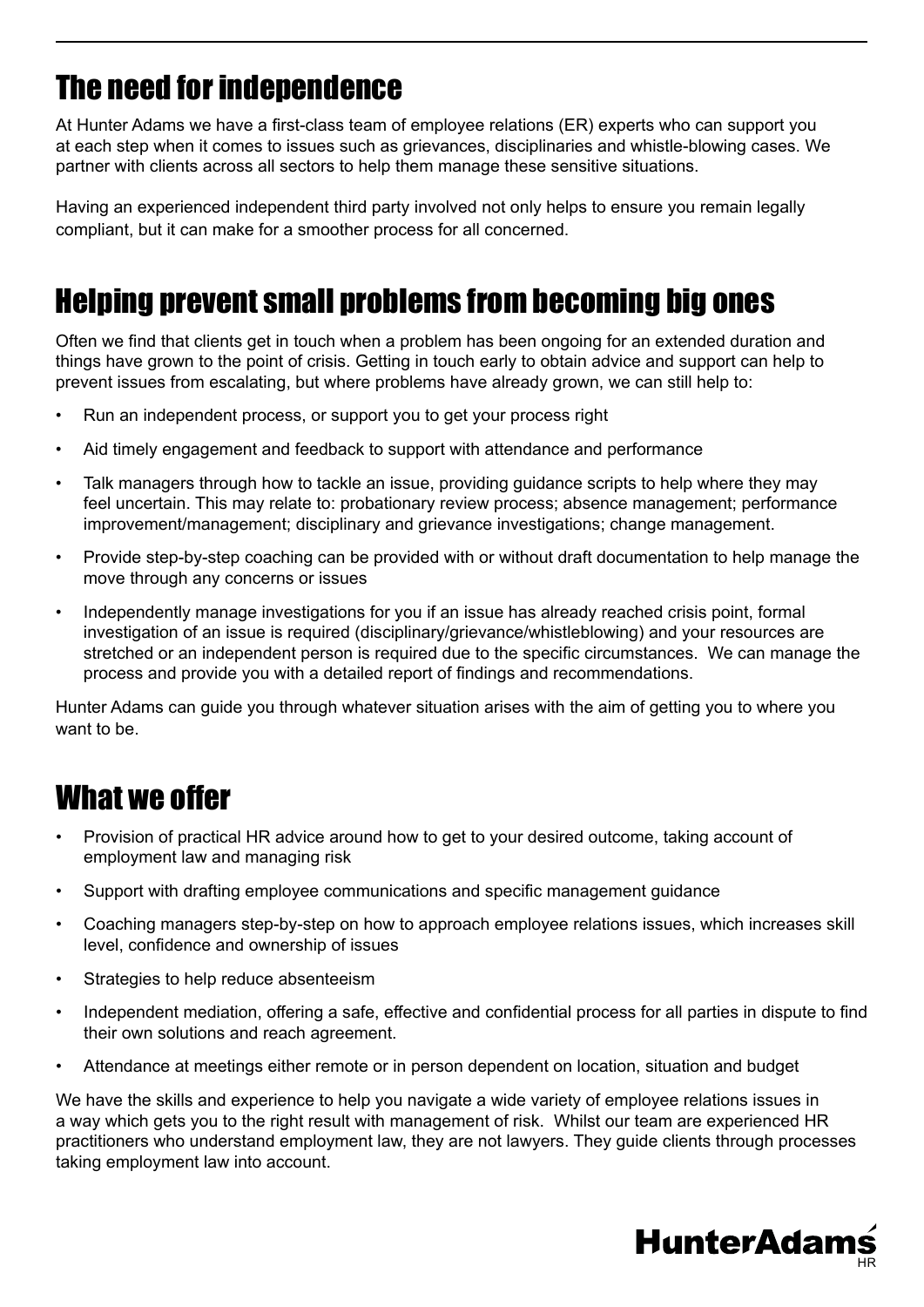## The need for independence

At Hunter Adams we have a first-class team of employee relations (ER) experts who can support you at each step when it comes to issues such as grievances, disciplinaries and whistle-blowing cases. We partner with clients across all sectors to help them manage these sensitive situations.

Having an experienced independent third party involved not only helps to ensure you remain legally compliant, but it can make for a smoother process for all concerned.

## Helping prevent small problems from becoming big ones

Often we find that clients get in touch when a problem has been ongoing for an extended duration and things have grown to the point of crisis. Getting in touch early to obtain advice and support can help to prevent issues from escalating, but where problems have already grown, we can still help to:

- Run an independent process, or support you to get your process right
- Aid timely engagement and feedback to support with attendance and performance
- Talk managers through how to tackle an issue, providing guidance scripts to help where they may feel uncertain. This may relate to: probationary review process; absence management; performance improvement/management; disciplinary and grievance investigations; change management.
- Provide step-by-step coaching can be provided with or without draft documentation to help manage the move through any concerns or issues
- Independently manage investigations for you if an issue has already reached crisis point, formal investigation of an issue is required (disciplinary/grievance/whistleblowing) and your resources are stretched or an independent person is required due to the specific circumstances. We can manage the process and provide you with a detailed report of findings and recommendations.

Hunter Adams can guide you through whatever situation arises with the aim of getting you to where you want to be.

## What we offer

- Provision of practical HR advice around how to get to your desired outcome, taking account of employment law and managing risk
- Support with drafting employee communications and specific management guidance
- Coaching managers step-by-step on how to approach employee relations issues, which increases skill level, confidence and ownership of issues
- Strategies to help reduce absenteeism
- Independent mediation, offering a safe, effective and confidential process for all parties in dispute to find their own solutions and reach agreement.
- Attendance at meetings either remote or in person dependent on location, situation and budget

We have the skills and experience to help you navigate a wide variety of employee relations issues in a way which gets you to the right result with management of risk. Whilst our team are experienced HR practitioners who understand employment law, they are not lawyers. They guide clients through processes taking employment law into account.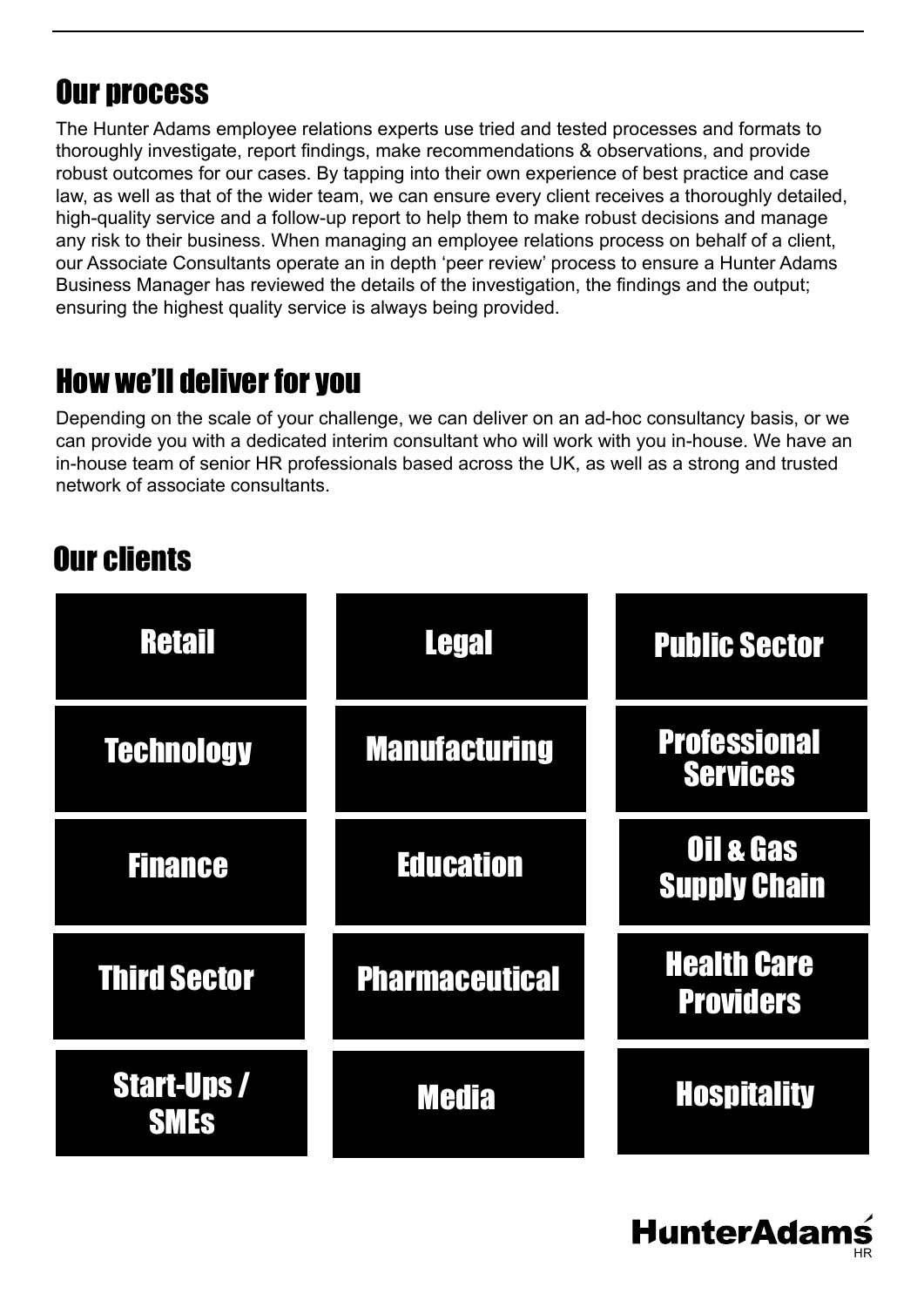## Our process

The Hunter Adams employee relations experts use tried and tested processes and formats to thoroughly investigate, report findings, make recommendations & observations, and provide robust outcomes for our cases. By tapping into their own experience of best practice and case law, as well as that of the wider team, we can ensure every client receives a thoroughly detailed, high-quality service and a follow-up report to help them to make robust decisions and manage any risk to their business. When managing an employee relations process on behalf of a client, our Associate Consultants operate an in depth 'peer review' process to ensure a Hunter Adams Business Manager has reviewed the details of the investigation, the findings and the output; ensuring the highest quality service is always being provided.

## How we'll deliver for you

Depending on the scale of your challenge, we can deliver on an ad-hoc consultancy basis, or we can provide you with a dedicated interim consultant who will work with you in-house. We have an in-house team of senior HR professionals based across the UK, as well as a strong and trusted network of associate consultants.

## Our clients

- Retail
- Legal
- Public Sector
- Technology
- Manufacturing
- Professional Services
- Finance
- Education
- Oil & Gas Supply Chain
- Third Sector
- Pharmaceutical
- Health Care Providers
- Start-Ups / SMEs
- Media
- Hospitality

HunterAdams HR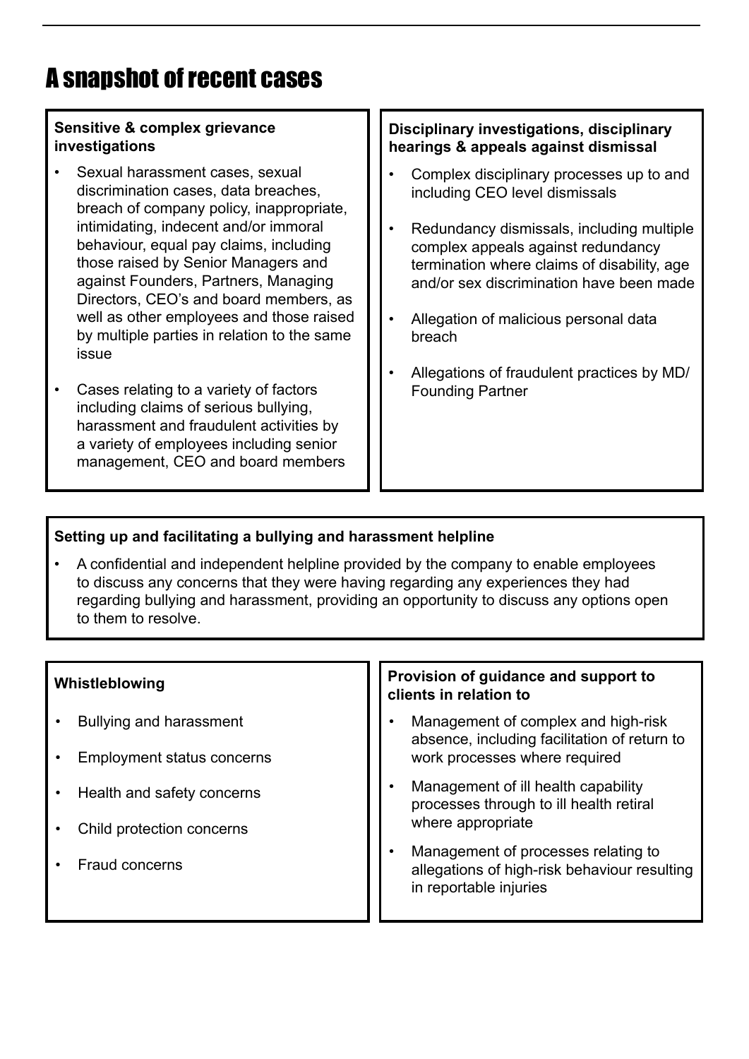# A snapshot of recent cases

### Sensitive & complex grievance investigations

- Sexual harassment cases, sexual discrimination cases, data breaches, breach of company policy, inappropriate, intimidating, indecent and/or immoral behaviour, equal pay claims, including those raised by Senior Managers and against Founders, Partners, Managing Directors, CEO's and board members, as well as other employees and those raised by multiple parties in relation to the same issue
- Cases relating to a variety of factors including claims of serious bullying, harassment and fraudulent activities by a variety of employees including senior management, CEO and board members

### Disciplinary investigations, disciplinary hearings & appeals against dismissal

- Complex disciplinary processes up to and including CEO level dismissals
- Redundancy dismissals, including multiple complex appeals against redundancy termination where claims of disability, age and/or sex discrimination have been made
- Allegation of malicious personal data breach
- Allegations of fraudulent practices by MD/ Founding Partner

### Setting up and facilitating a bullying and harassment helpline

- A confidential and independent helpline provided by the company to enable employees to discuss any concerns that they were having regarding any experiences they had regarding bullying and harassment, providing an opportunity to discuss any options open to them to resolve.

### Whistleblowing

- Bullying and harassment
- Employment status concerns
- Health and safety concerns
- Child protection concerns
- Fraud concerns

### Provision of guidance and support to clients in relation to

- Management of complex and high-risk absence, including facilitation of return to work processes where required
- Management of ill health capability processes through to ill health retiral where appropriate
- Management of processes relating to allegations of high-risk behaviour resulting in reportable injuries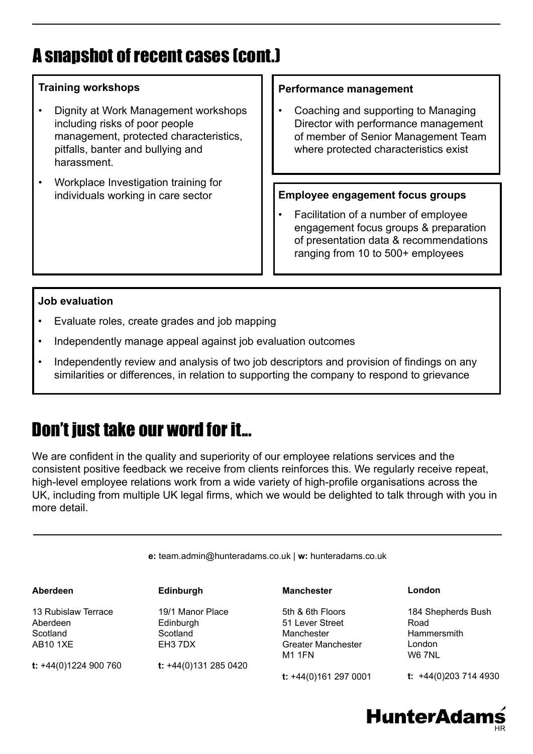# A snapshot of recent cases (cont.)

### Training workshops

- Dignity at Work Management workshops including risks of poor people management, protected characteristics, pitfalls, banter and bullying and harassment.
- Workplace Investigation training for individuals working in care sector

### Performance management

- Coaching and supporting to Managing Director with performance management of member of Senior Management Team where protected characteristics exist

### Employee engagement focus groups

- Facilitation of a number of employee engagement focus groups & preparation of presentation data & recommendations ranging from 10 to 500+ employees

### Job evaluation

- Evaluate roles, create grades and job mapping
- Independently manage appeal against job evaluation outcomes
- Independently review and analysis of two job descriptors and provision of findings on any similarities or differences, in relation to supporting the company to respond to grievance

# Don't just take our word for it...

We are confident in the quality and superiority of our employee relations services and the consistent positive feedback we receive from clients reinforces this. We regularly receive repeat, high-level employee relations work from a wide variety of high-profile organisations across the UK, including from multiple UK legal firms, which we would be delighted to talk through with you in more detail.

**e:** team.admin@hunteradams.co.uk | **w:** hunteradams.co.uk

**Aberdeen**

13 Rubislaw Terrace
Aberdeen
Scotland
AB10 1XE

**t:** +44(0)1224 900 760

**Edinburgh**

19/1 Manor Place
Edinburgh
Scotland
EH3 7DX

**t:** +44(0)131 285 0420

**Manchester**

5th & 6th Floors
51 Lever Street
Manchester
Greater Manchester
M1 1FN

**t:** +44(0)161 297 0001

**London**

184 Shepherds Bush Road
Hammersmith
London
W6 7NL

**t:** +44(0)203 714 4930

HunterAdams HR